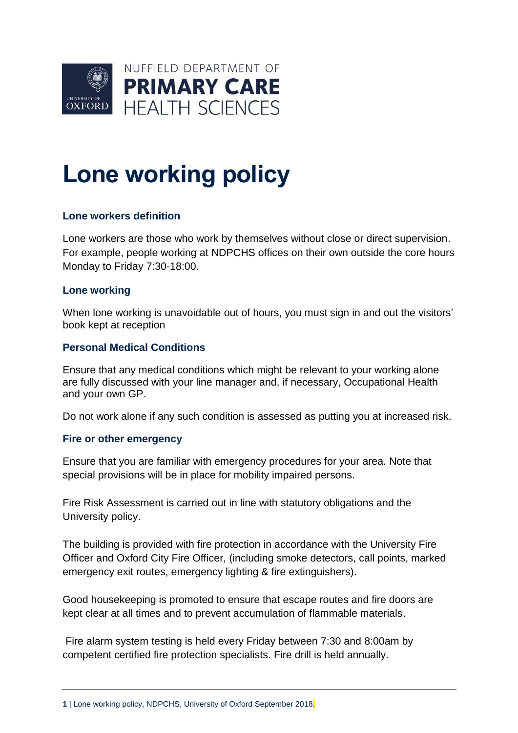NUFFIELD DEPARTMENT OF
**PRIMARY CARE**
HEALTH SCIENCES

# Lone working policy

### Lone workers definition

Lone workers are those who work by themselves without close or direct supervision. For example, people working at NDPCHS offices on their own outside the core hours Monday to Friday 7:30-18:00.

### Lone working

When lone working is unavoidable out of hours, you must sign in and out the visitors' book kept at reception

### Personal Medical Conditions

Ensure that any medical conditions which might be relevant to your working alone are fully discussed with your line manager and, if necessary, Occupational Health and your own GP.

Do not work alone if any such condition is assessed as putting you at increased risk.

### Fire or other emergency

Ensure that you are familiar with emergency procedures for your area. Note that special provisions will be in place for mobility impaired persons.

Fire Risk Assessment is carried out in line with statutory obligations and the University policy.

The building is provided with fire protection in accordance with the University Fire Officer and Oxford City Fire Officer, (including smoke detectors, call points, marked emergency exit routes, emergency lighting & fire extinguishers).

Good housekeeping is promoted to ensure that escape routes and fire doors are kept clear at all times and to prevent accumulation of flammable materials.

Fire alarm system testing is held every Friday between 7:30 and 8:00am by competent certified fire protection specialists. Fire drill is held annually.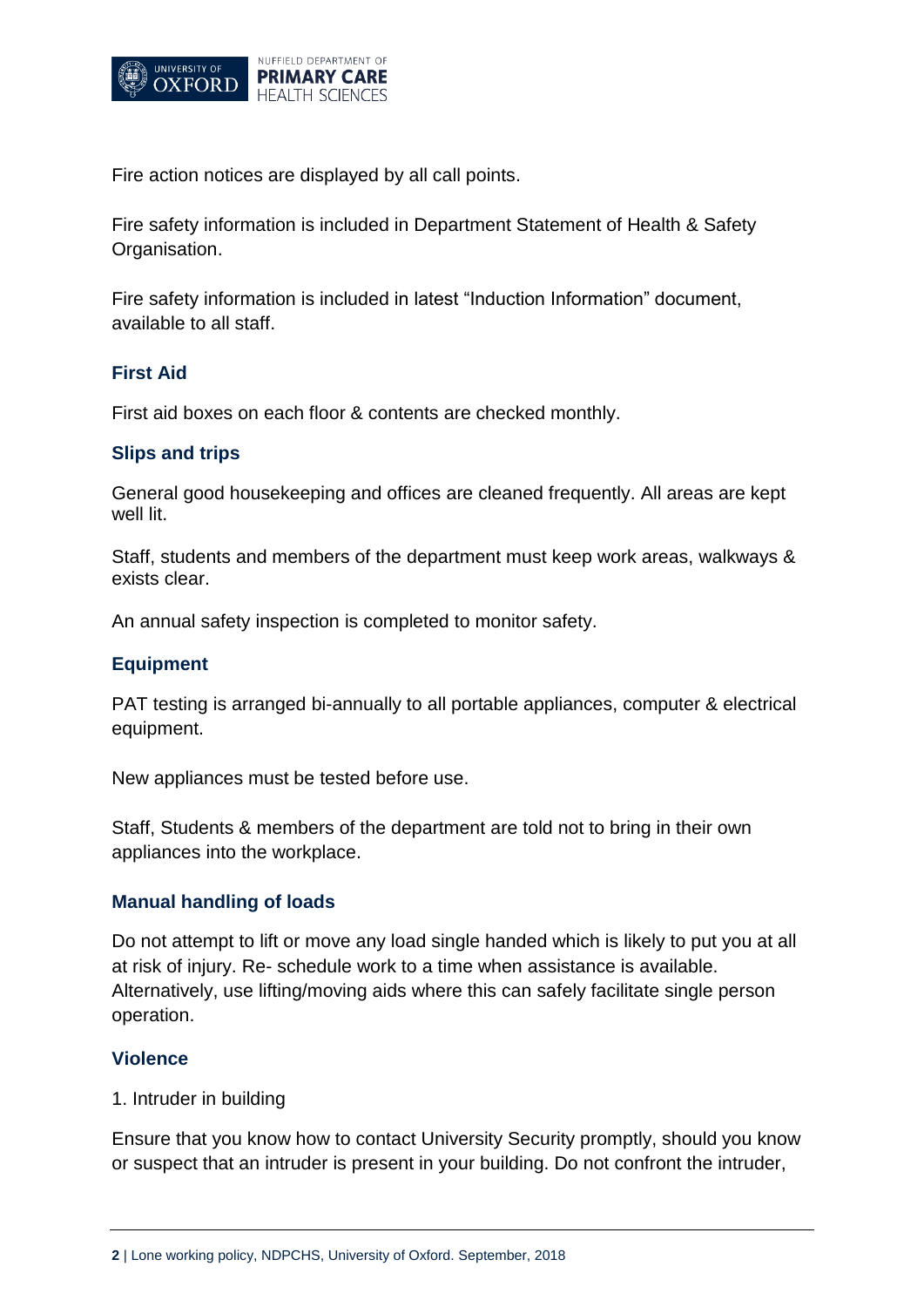Fire action notices are displayed by all call points.

Fire safety information is included in Department Statement of Health & Safety Organisation.

Fire safety information is included in latest "Induction Information" document, available to all staff.

### First Aid

First aid boxes on each floor & contents are checked monthly.

### Slips and trips

General good housekeeping and offices are cleaned frequently. All areas are kept well lit.

Staff, students and members of the department must keep work areas, walkways & exists clear.

An annual safety inspection is completed to monitor safety.

### Equipment

PAT testing is arranged bi-annually to all portable appliances, computer & electrical equipment.

New appliances must be tested before use.

Staff, Students & members of the department are told not to bring in their own appliances into the workplace.

### Manual handling of loads

Do not attempt to lift or move any load single handed which is likely to put you at all at risk of injury. Re- schedule work to a time when assistance is available. Alternatively, use lifting/moving aids where this can safely facilitate single person operation.

### Violence

1. Intruder in building

Ensure that you know how to contact University Security promptly, should you know or suspect that an intruder is present in your building. Do not confront the intruder,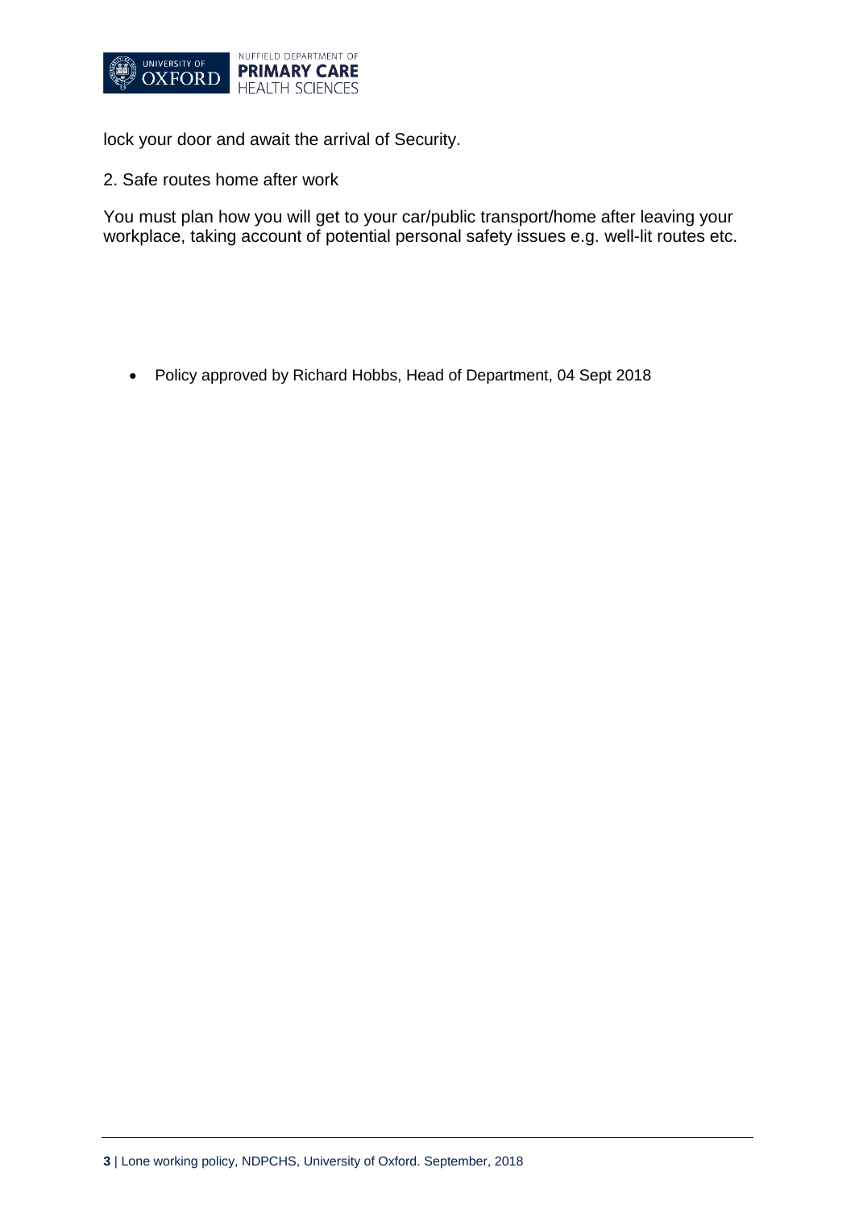lock your door and await the arrival of Security.

2. Safe routes home after work

You must plan how you will get to your car/public transport/home after leaving your workplace, taking account of potential personal safety issues e.g. well-lit routes etc.

- Policy approved by Richard Hobbs, Head of Department, 04 Sept 2018